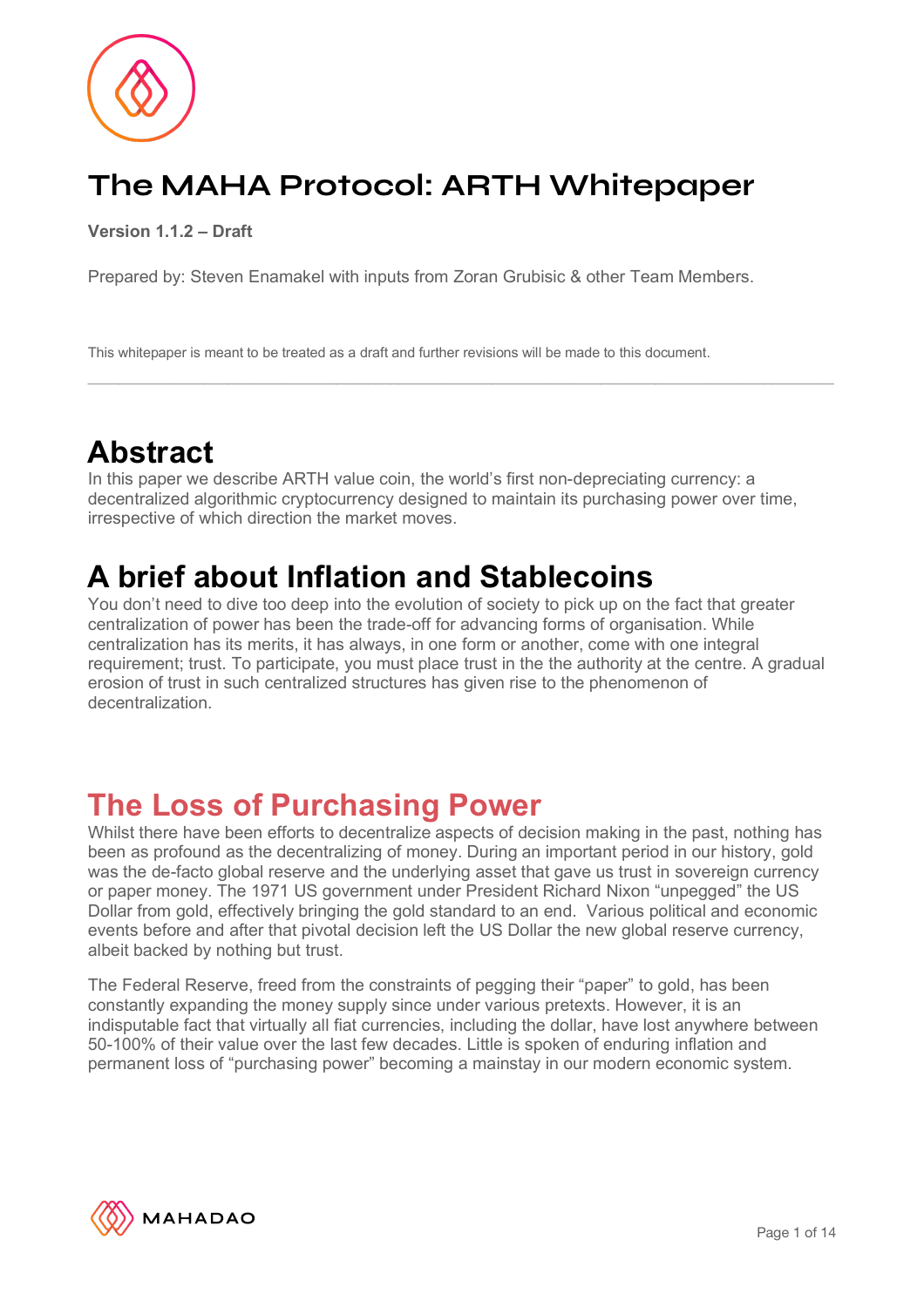# The MAHA Protocol: ARTH Whitepaper

**Version 1.1.2 – Draft**

Prepared by: Steven Enamakel with inputs from Zoran Grubisic & other Team Members.

This whitepaper is meant to be treated as a draft and further revisions will be made to this document.

---

## Abstract

In this paper we describe ARTH value coin, the world's first non-depreciating currency: a decentralized algorithmic cryptocurrency designed to maintain its purchasing power over time, irrespective of which direction the market moves.

## A brief about Inflation and Stablecoins

You don't need to dive too deep into the evolution of society to pick up on the fact that greater centralization of power has been the trade-off for advancing forms of organisation. While centralization has its merits, it has always, in one form or another, come with one integral requirement; trust. To participate, you must place trust in the the authority at the centre. A gradual erosion of trust in such centralized structures has given rise to the phenomenon of decentralization.

## The Loss of Purchasing Power

Whilst there have been efforts to decentralize aspects of decision making in the past, nothing has been as profound as the decentralizing of money. During an important period in our history, gold was the de-facto global reserve and the underlying asset that gave us trust in sovereign currency or paper money. The 1971 US government under President Richard Nixon "unpegged" the US Dollar from gold, effectively bringing the gold standard to an end. Various political and economic events before and after that pivotal decision left the US Dollar the new global reserve currency, albeit backed by nothing but trust.

The Federal Reserve, freed from the constraints of pegging their "paper" to gold, has been constantly expanding the money supply since under various pretexts. However, it is an indisputable fact that virtually all fiat currencies, including the dollar, have lost anywhere between 50-100% of their value over the last few decades. Little is spoken of enduring inflation and permanent loss of "purchasing power" becoming a mainstay in our modern economic system.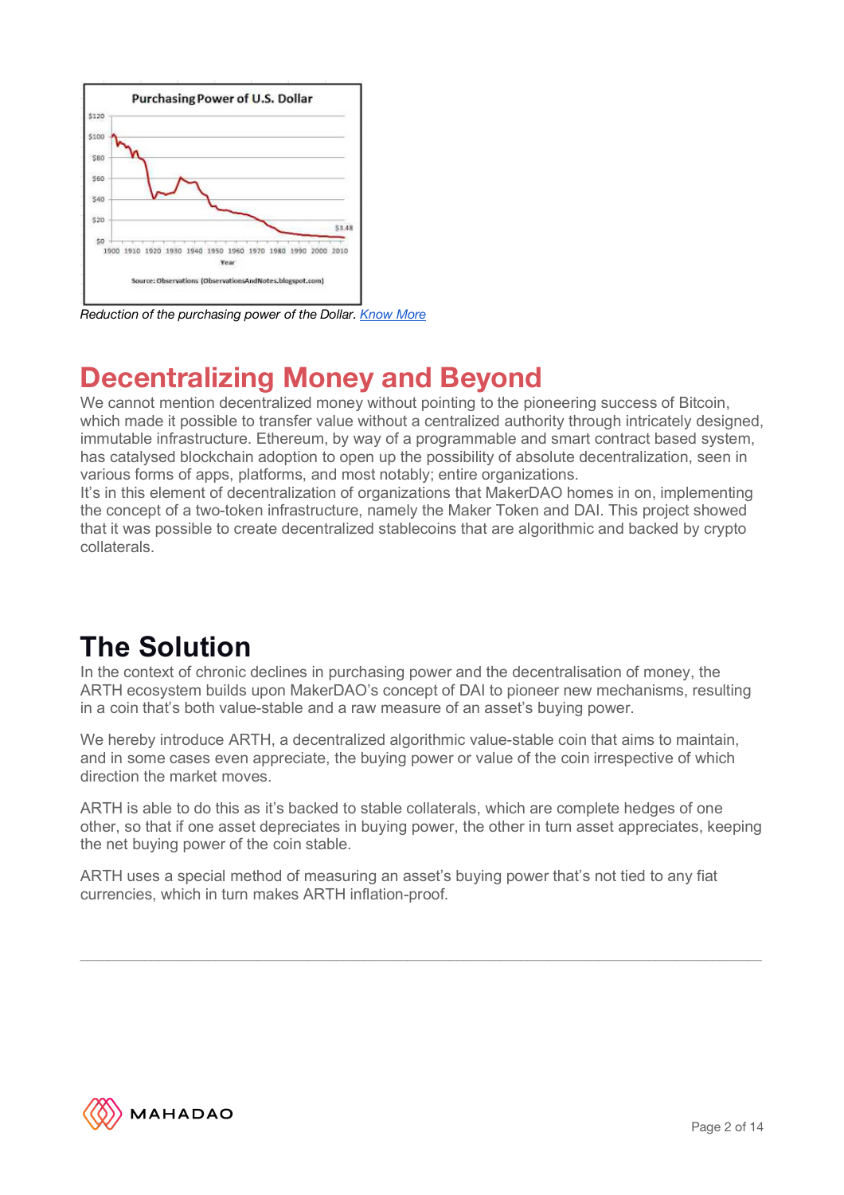Reduction of the purchasing power of the Dollar. [Know More]

## Decentralizing Money and Beyond

We cannot mention decentralized money without pointing to the pioneering success of Bitcoin, which made it possible to transfer value without a centralized authority through intricately designed, immutable infrastructure. Ethereum, by way of a programmable and smart contract based system, has catalysed blockchain adoption to open up the possibility of absolute decentralization, seen in various forms of apps, platforms, and most notably; entire organizations.
It's in this element of decentralization of organizations that MakerDAO homes in on, implementing the concept of a two-token infrastructure, namely the Maker Token and DAI. This project showed that it was possible to create decentralized stablecoins that are algorithmic and backed by crypto collaterals.

## The Solution

In the context of chronic declines in purchasing power and the decentralisation of money, the ARTH ecosystem builds upon MakerDAO's concept of DAI to pioneer new mechanisms, resulting in a coin that's both value-stable and a raw measure of an asset's buying power.

We hereby introduce ARTH, a decentralized algorithmic value-stable coin that aims to maintain, and in some cases even appreciate, the buying power or value of the coin irrespective of which direction the market moves.

ARTH is able to do this as it's backed to stable collaterals, which are complete hedges of one other, so that if one asset depreciates in buying power, the other in turn asset appreciates, keeping the net buying power of the coin stable.

ARTH uses a special method of measuring an asset's buying power that's not tied to any fiat currencies, which in turn makes ARTH inflation-proof.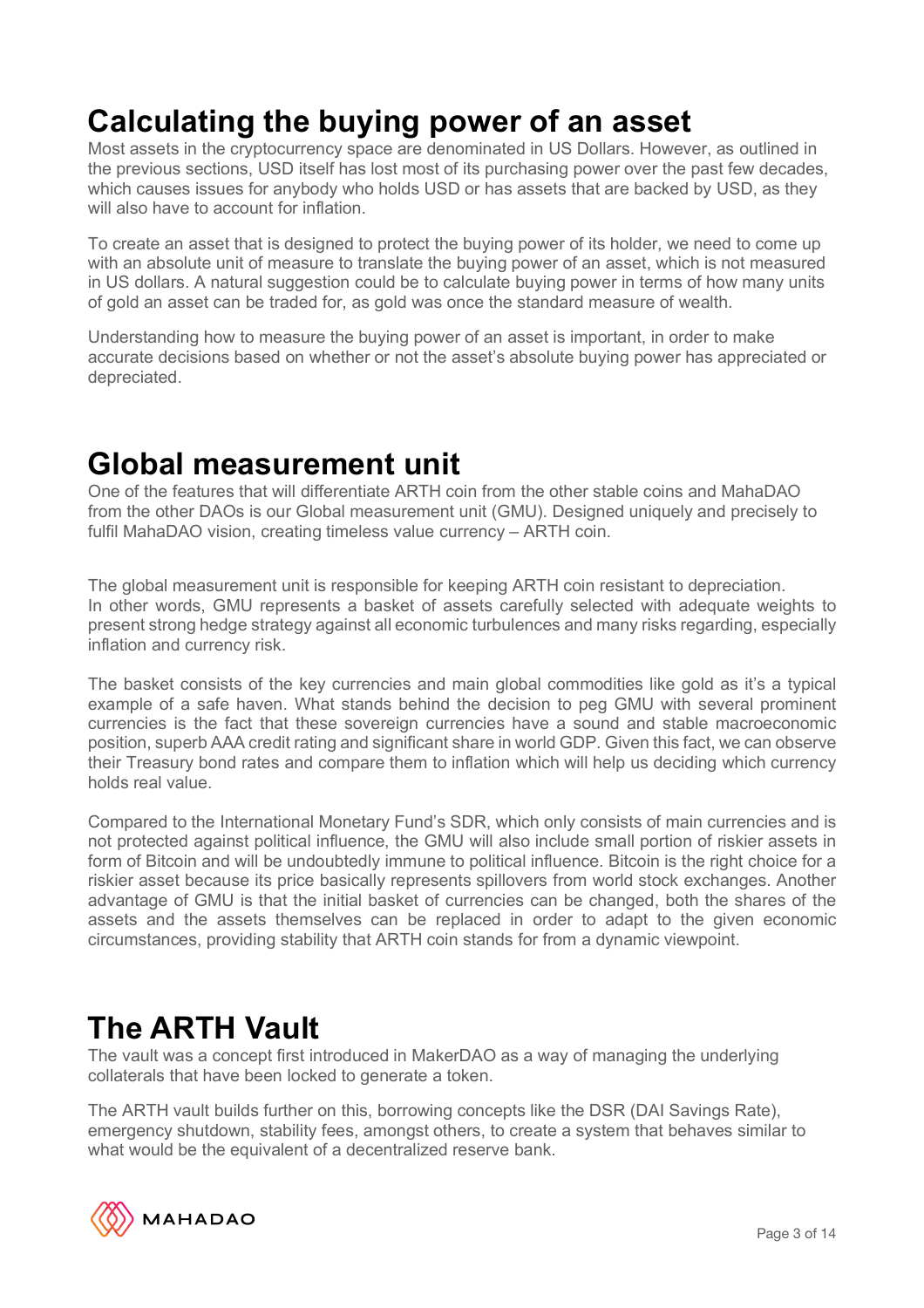# Calculating the buying power of an asset

Most assets in the cryptocurrency space are denominated in US Dollars. However, as outlined in the previous sections, USD itself has lost most of its purchasing power over the past few decades, which causes issues for anybody who holds USD or has assets that are backed by USD, as they will also have to account for inflation.

To create an asset that is designed to protect the buying power of its holder, we need to come up with an absolute unit of measure to translate the buying power of an asset, which is not measured in US dollars. A natural suggestion could be to calculate buying power in terms of how many units of gold an asset can be traded for, as gold was once the standard measure of wealth.

Understanding how to measure the buying power of an asset is important, in order to make accurate decisions based on whether or not the asset's absolute buying power has appreciated or depreciated.

# Global measurement unit

One of the features that will differentiate ARTH coin from the other stable coins and MahaDAO from the other DAOs is our Global measurement unit (GMU). Designed uniquely and precisely to fulfil MahaDAO vision, creating timeless value currency – ARTH coin.

The global measurement unit is responsible for keeping ARTH coin resistant to depreciation. In other words, GMU represents a basket of assets carefully selected with adequate weights to present strong hedge strategy against all economic turbulences and many risks regarding, especially inflation and currency risk.

The basket consists of the key currencies and main global commodities like gold as it's a typical example of a safe haven. What stands behind the decision to peg GMU with several prominent currencies is the fact that these sovereign currencies have a sound and stable macroeconomic position, superb AAA credit rating and significant share in world GDP. Given this fact, we can observe their Treasury bond rates and compare them to inflation which will help us deciding which currency holds real value.

Compared to the International Monetary Fund's SDR, which only consists of main currencies and is not protected against political influence, the GMU will also include small portion of riskier assets in form of Bitcoin and will be undoubtedly immune to political influence. Bitcoin is the right choice for a riskier asset because its price basically represents spillovers from world stock exchanges. Another advantage of GMU is that the initial basket of currencies can be changed, both the shares of the assets and the assets themselves can be replaced in order to adapt to the given economic circumstances, providing stability that ARTH coin stands for from a dynamic viewpoint.

# The ARTH Vault

The vault was a concept first introduced in MakerDAO as a way of managing the underlying collaterals that have been locked to generate a token.

The ARTH vault builds further on this, borrowing concepts like the DSR (DAI Savings Rate), emergency shutdown, stability fees, amongst others, to create a system that behaves similar to what would be the equivalent of a decentralized reserve bank.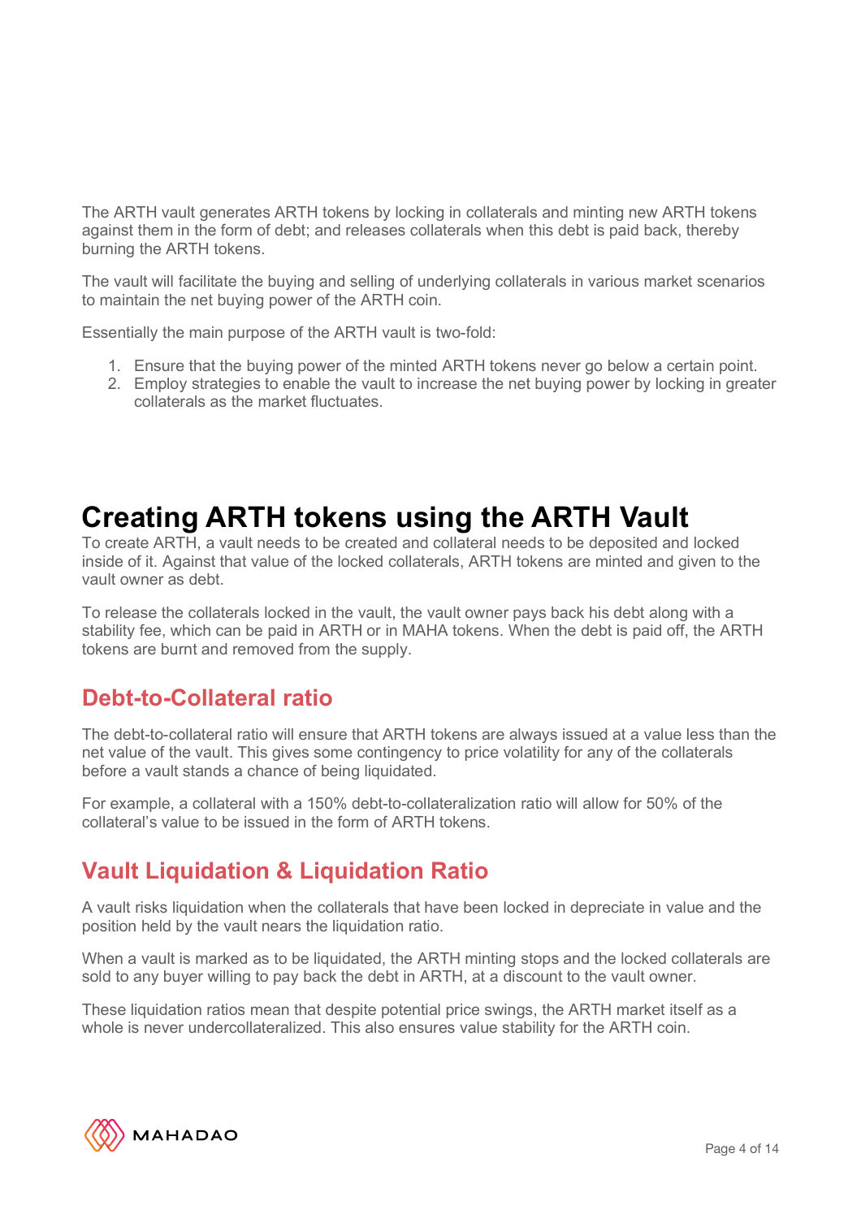The ARTH vault generates ARTH tokens by locking in collaterals and minting new ARTH tokens against them in the form of debt; and releases collaterals when this debt is paid back, thereby burning the ARTH tokens.

The vault will facilitate the buying and selling of underlying collaterals in various market scenarios to maintain the net buying power of the ARTH coin.

Essentially the main purpose of the ARTH vault is two-fold:

1. Ensure that the buying power of the minted ARTH tokens never go below a certain point.
2. Employ strategies to enable the vault to increase the net buying power by locking in greater collaterals as the market fluctuates.

# Creating ARTH tokens using the ARTH Vault

To create ARTH, a vault needs to be created and collateral needs to be deposited and locked inside of it. Against that value of the locked collaterals, ARTH tokens are minted and given to the vault owner as debt.

To release the collaterals locked in the vault, the vault owner pays back his debt along with a stability fee, which can be paid in ARTH or in MAHA tokens. When the debt is paid off, the ARTH tokens are burnt and removed from the supply.

## Debt-to-Collateral ratio

The debt-to-collateral ratio will ensure that ARTH tokens are always issued at a value less than the net value of the vault. This gives some contingency to price volatility for any of the collaterals before a vault stands a chance of being liquidated.

For example, a collateral with a 150% debt-to-collateralization ratio will allow for 50% of the collateral's value to be issued in the form of ARTH tokens.

## Vault Liquidation & Liquidation Ratio

A vault risks liquidation when the collaterals that have been locked in depreciate in value and the position held by the vault nears the liquidation ratio.

When a vault is marked as to be liquidated, the ARTH minting stops and the locked collaterals are sold to any buyer willing to pay back the debt in ARTH, at a discount to the vault owner.

These liquidation ratios mean that despite potential price swings, the ARTH market itself as a whole is never undercollateralized. This also ensures value stability for the ARTH coin.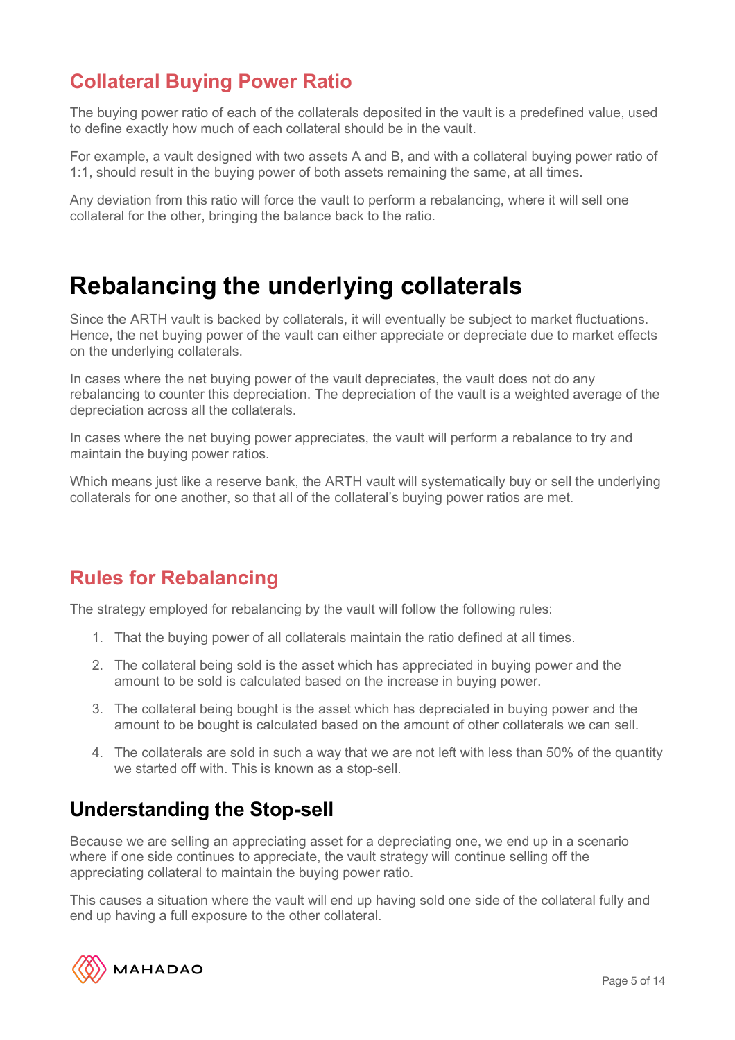## Collateral Buying Power Ratio

The buying power ratio of each of the collaterals deposited in the vault is a predefined value, used to define exactly how much of each collateral should be in the vault.

For example, a vault designed with two assets A and B, and with a collateral buying power ratio of 1:1, should result in the buying power of both assets remaining the same, at all times.

Any deviation from this ratio will force the vault to perform a rebalancing, where it will sell one collateral for the other, bringing the balance back to the ratio.

# Rebalancing the underlying collaterals

Since the ARTH vault is backed by collaterals, it will eventually be subject to market fluctuations. Hence, the net buying power of the vault can either appreciate or depreciate due to market effects on the underlying collaterals.

In cases where the net buying power of the vault depreciates, the vault does not do any rebalancing to counter this depreciation. The depreciation of the vault is a weighted average of the depreciation across all the collaterals.

In cases where the net buying power appreciates, the vault will perform a rebalance to try and maintain the buying power ratios.

Which means just like a reserve bank, the ARTH vault will systematically buy or sell the underlying collaterals for one another, so that all of the collateral's buying power ratios are met.

## Rules for Rebalancing

The strategy employed for rebalancing by the vault will follow the following rules:

1. That the buying power of all collaterals maintain the ratio defined at all times.
2. The collateral being sold is the asset which has appreciated in buying power and the amount to be sold is calculated based on the increase in buying power.
3. The collateral being bought is the asset which has depreciated in buying power and the amount to be bought is calculated based on the amount of other collaterals we can sell.
4. The collaterals are sold in such a way that we are not left with less than 50% of the quantity we started off with. This is known as a stop-sell.

## Understanding the Stop-sell

Because we are selling an appreciating asset for a depreciating one, we end up in a scenario where if one side continues to appreciate, the vault strategy will continue selling off the appreciating collateral to maintain the buying power ratio.

This causes a situation where the vault will end up having sold one side of the collateral fully and end up having a full exposure to the other collateral.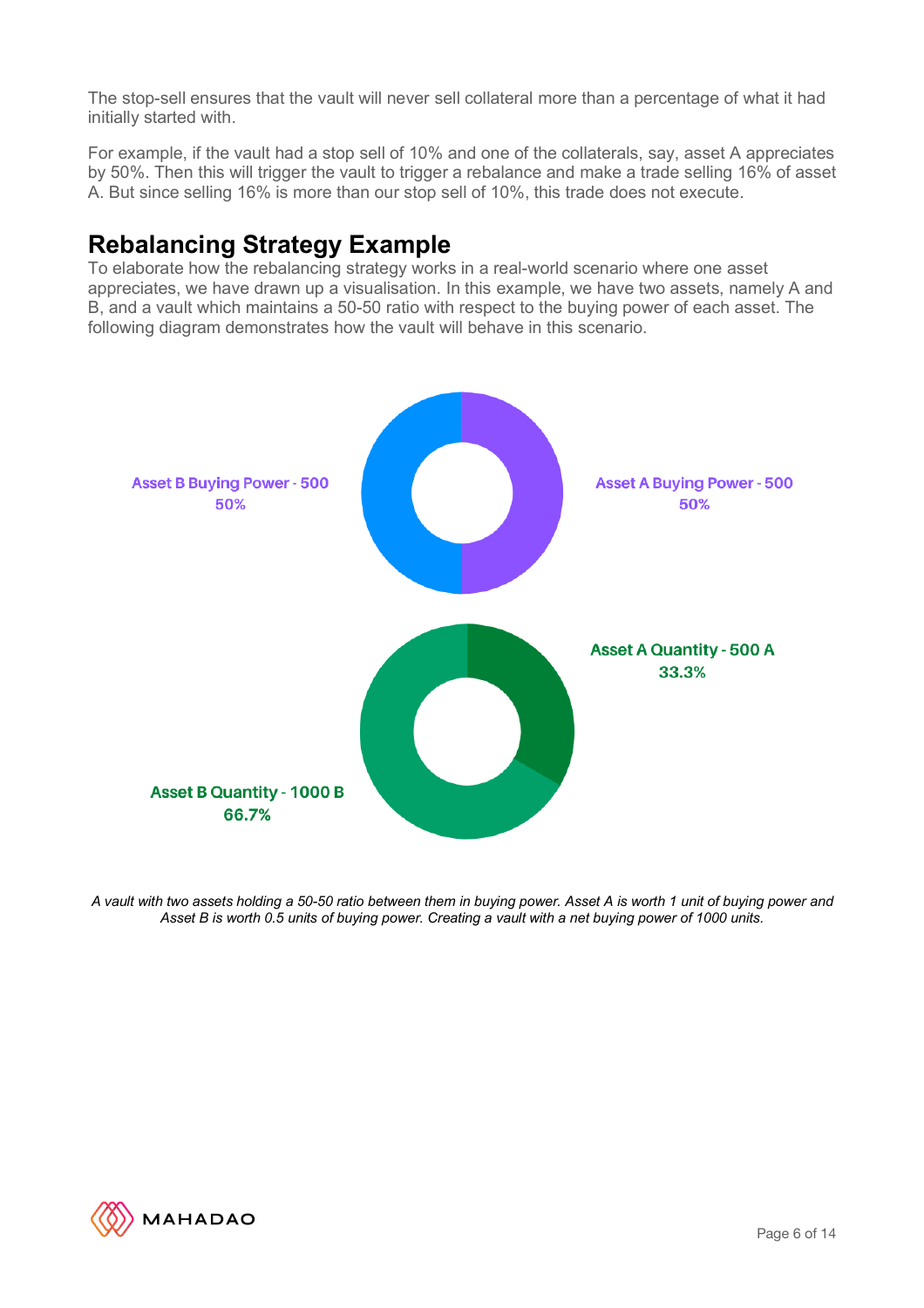The stop-sell ensures that the vault will never sell collateral more than a percentage of what it had initially started with.

For example, if the vault had a stop sell of 10% and one of the collaterals, say, asset A appreciates by 50%. Then this will trigger the vault to trigger a rebalance and make a trade selling 16% of asset A. But since selling 16% is more than our stop sell of 10%, this trade does not execute.

## Rebalancing Strategy Example

To elaborate how the rebalancing strategy works in a real-world scenario where one asset appreciates, we have drawn up a visualisation. In this example, we have two assets, namely A and B, and a vault which maintains a 50-50 ratio with respect to the buying power of each asset. The following diagram demonstrates how the vault will behave in this scenario.

Asset B Buying Power - 500
50%

Asset A Buying Power - 500
50%

Asset A Quantity - 500 A
33.3%

Asset B Quantity - 1000 B
66.7%

*A vault with two assets holding a 50-50 ratio between them in buying power. Asset A is worth 1 unit of buying power and Asset B is worth 0.5 units of buying power. Creating a vault with a net buying power of 1000 units.*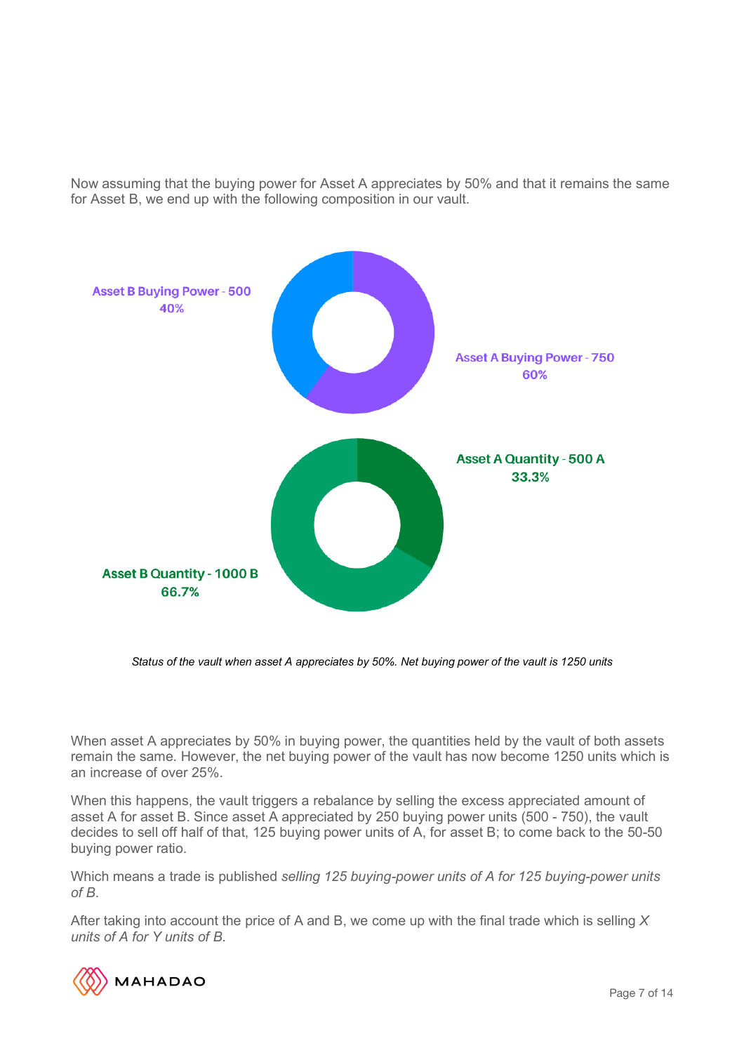Now assuming that the buying power for Asset A appreciates by 50% and that it remains the same for Asset B, we end up with the following composition in our vault.

Asset B Buying Power - 500
40%

Asset A Buying Power - 750
60%

Asset A Quantity - 500 A
33.3%

Asset B Quantity - 1000 B
66.7%

*Status of the vault when asset A appreciates by 50%. Net buying power of the vault is 1250 units*

When asset A appreciates by 50% in buying power, the quantities held by the vault of both assets remain the same. However, the net buying power of the vault has now become 1250 units which is an increase of over 25%.

When this happens, the vault triggers a rebalance by selling the excess appreciated amount of asset A for asset B. Since asset A appreciated by 250 buying power units (500 - 750), the vault decides to sell off half of that, 125 buying power units of A, for asset B; to come back to the 50-50 buying power ratio.

Which means a trade is published *selling 125 buying-power units of A for 125 buying-power units of B.*

After taking into account the price of A and B, we come up with the final trade which is selling *X units of A for Y units of B.*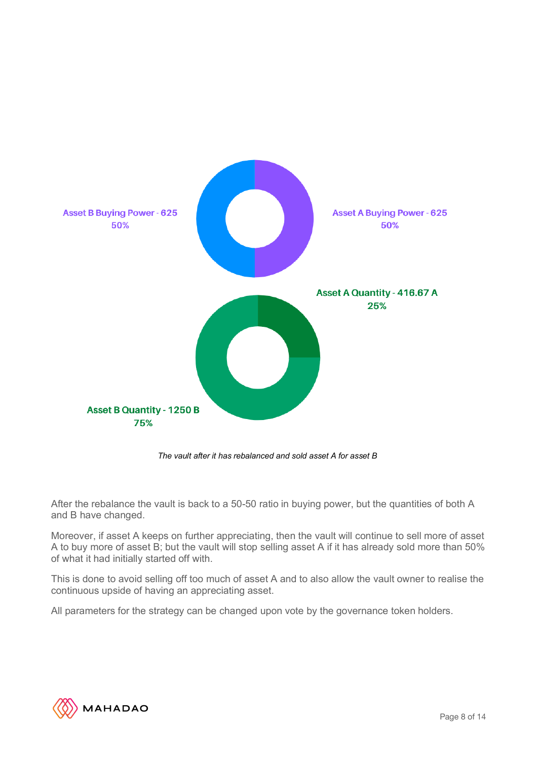Asset B Buying Power - 625
50%

Asset A Buying Power - 625
50%

Asset A Quantity - 416.67 A
25%

Asset B Quantity - 1250 B
75%

*The vault after it has rebalanced and sold asset A for asset B*

After the rebalance the vault is back to a 50-50 ratio in buying power, but the quantities of both A and B have changed.

Moreover, if asset A keeps on further appreciating, then the vault will continue to sell more of asset A to buy more of asset B; but the vault will stop selling asset A if it has already sold more than 50% of what it had initially started off with.

This is done to avoid selling off too much of asset A and to also allow the vault owner to realise the continuous upside of having an appreciating asset.

All parameters for the strategy can be changed upon vote by the governance token holders.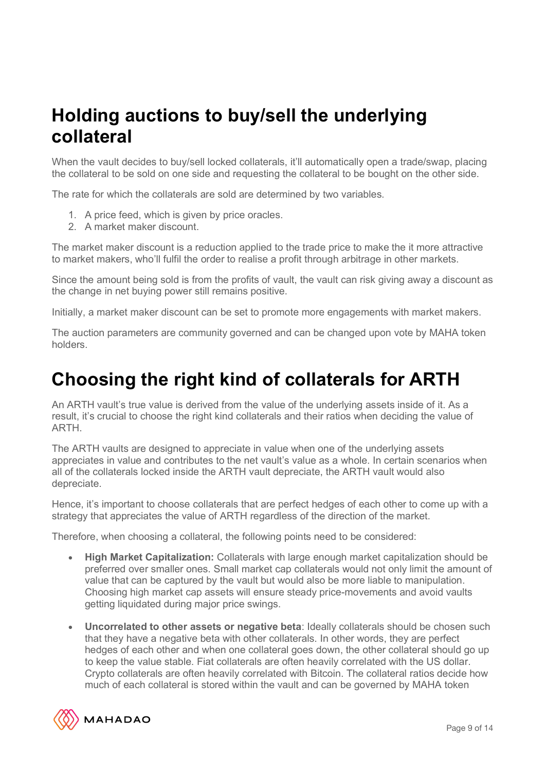# Holding auctions to buy/sell the underlying collateral

When the vault decides to buy/sell locked collaterals, it'll automatically open a trade/swap, placing the collateral to be sold on one side and requesting the collateral to be bought on the other side.

The rate for which the collaterals are sold are determined by two variables.

1. A price feed, which is given by price oracles.
2. A market maker discount.

The market maker discount is a reduction applied to the trade price to make the it more attractive to market makers, who'll fulfil the order to realise a profit through arbitrage in other markets.

Since the amount being sold is from the profits of vault, the vault can risk giving away a discount as the change in net buying power still remains positive.

Initially, a market maker discount can be set to promote more engagements with market makers.

The auction parameters are community governed and can be changed upon vote by MAHA token holders.

# Choosing the right kind of collaterals for ARTH

An ARTH vault's true value is derived from the value of the underlying assets inside of it. As a result, it's crucial to choose the right kind collaterals and their ratios when deciding the value of ARTH.

The ARTH vaults are designed to appreciate in value when one of the underlying assets appreciates in value and contributes to the net vault's value as a whole. In certain scenarios when all of the collaterals locked inside the ARTH vault depreciate, the ARTH vault would also depreciate.

Hence, it's important to choose collaterals that are perfect hedges of each other to come up with a strategy that appreciates the value of ARTH regardless of the direction of the market.

Therefore, when choosing a collateral, the following points need to be considered:

- **High Market Capitalization:** Collaterals with large enough market capitalization should be preferred over smaller ones. Small market cap collaterals would not only limit the amount of value that can be captured by the vault but would also be more liable to manipulation. Choosing high market cap assets will ensure steady price-movements and avoid vaults getting liquidated during major price swings.
- **Uncorrelated to other assets or negative beta**: Ideally collaterals should be chosen such that they have a negative beta with other collaterals. In other words, they are perfect hedges of each other and when one collateral goes down, the other collateral should go up to keep the value stable. Fiat collaterals are often heavily correlated with the US dollar. Crypto collaterals are often heavily correlated with Bitcoin. The collateral ratios decide how much of each collateral is stored within the vault and can be governed by MAHA token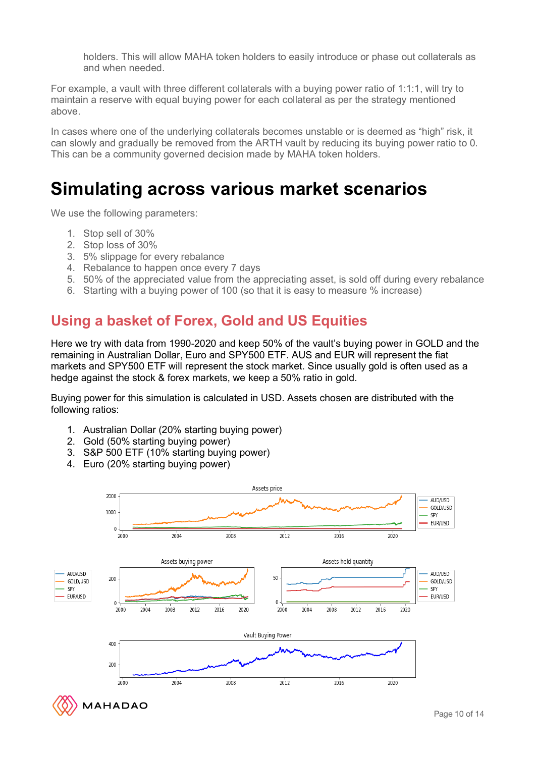holders. This will allow MAHA token holders to easily introduce or phase out collaterals as and when needed.

For example, a vault with three different collaterals with a buying power ratio of 1:1:1, will try to maintain a reserve with equal buying power for each collateral as per the strategy mentioned above.

In cases where one of the underlying collaterals becomes unstable or is deemed as "high" risk, it can slowly and gradually be removed from the ARTH vault by reducing its buying power ratio to 0. This can be a community governed decision made by MAHA token holders.

# Simulating across various market scenarios

We use the following parameters:

1. Stop sell of 30%
2. Stop loss of 30%
3. 5% slippage for every rebalance
4. Rebalance to happen once every 7 days
5. 50% of the appreciated value from the appreciating asset, is sold off during every rebalance
6. Starting with a buying power of 100 (so that it is easy to measure % increase)

## Using a basket of Forex, Gold and US Equities

Here we try with data from 1990-2020 and keep 50% of the vault's buying power in GOLD and the remaining in Australian Dollar, Euro and SPY500 ETF. AUS and EUR will represent the fiat markets and SPY500 ETF will represent the stock market. Since usually gold is often used as a hedge against the stock & forex markets, we keep a 50% ratio in gold.

Buying power for this simulation is calculated in USD. Assets chosen are distributed with the following ratios:

1. Australian Dollar (20% starting buying power)
2. Gold (50% starting buying power)
3. S&P 500 ETF (10% starting buying power)
4. Euro (20% starting buying power)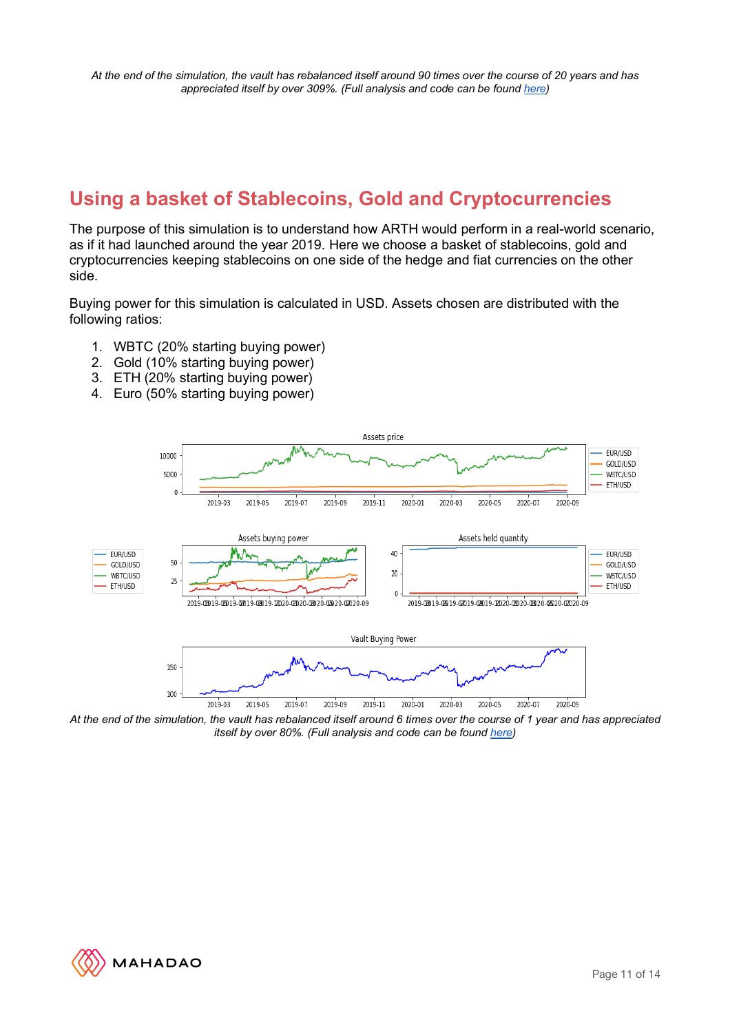*At the end of the simulation, the vault has rebalanced itself around 90 times over the course of 20 years and has appreciated itself by over 309%. (Full analysis and code can be found here)*

## Using a basket of Stablecoins, Gold and Cryptocurrencies

The purpose of this simulation is to understand how ARTH would perform in a real-world scenario, as if it had launched around the year 2019. Here we choose a basket of stablecoins, gold and cryptocurrencies keeping stablecoins on one side of the hedge and fiat currencies on the other side.

Buying power for this simulation is calculated in USD. Assets chosen are distributed with the following ratios:

1. WBTC (20% starting buying power)
2. Gold (10% starting buying power)
3. ETH (20% starting buying power)
4. Euro (50% starting buying power)

*At the end of the simulation, the vault has rebalanced itself around 6 times over the course of 1 year and has appreciated itself by over 80%. (Full analysis and code can be found here)*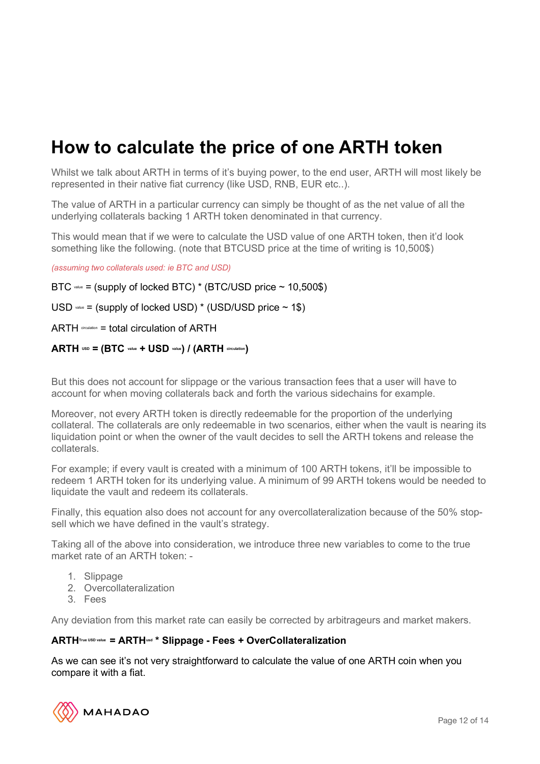# How to calculate the price of one ARTH token

Whilst we talk about ARTH in terms of it's buying power, to the end user, ARTH will most likely be represented in their native fiat currency (like USD, RNB, EUR etc..).

The value of ARTH in a particular currency can simply be thought of as the net value of all the underlying collaterals backing 1 ARTH token denominated in that currency.

This would mean that if we were to calculate the USD value of one ARTH token, then it'd look something like the following. (note that BTCUSD price at the time of writing is 10,500$)

*(assuming two collaterals used: ie BTC and USD)*

$BTC_{value}$ = (supply of locked BTC) * (BTC/USD price ~ 10,500$)

$USD_{value}$ = (supply of locked USD) * (USD/USD price ~ 1$)

$ARTH_{circulation}$ = total circulation of ARTH

**$ARTH_{USD} = (BTC_{value} + USD_{value}) / (ARTH_{circulation})$**

But this does not account for slippage or the various transaction fees that a user will have to account for when moving collaterals back and forth the various sidechains for example.

Moreover, not every ARTH token is directly redeemable for the proportion of the underlying collateral. The collaterals are only redeemable in two scenarios, either when the vault is nearing its liquidation point or when the owner of the vault decides to sell the ARTH tokens and release the collaterals.

For example; if every vault is created with a minimum of 100 ARTH tokens, it'll be impossible to redeem 1 ARTH token for its underlying value. A minimum of 99 ARTH tokens would be needed to liquidate the vault and redeem its collaterals.

Finally, this equation also does not account for any overcollateralization because of the 50% stop-sell which we have defined in the vault's strategy.

Taking all of the above into consideration, we introduce three new variables to come to the true market rate of an ARTH token: -

1. Slippage
2. Overcollateralization
3. Fees

Any deviation from this market rate can easily be corrected by arbitrageurs and market makers.

**$ARTH^{True\ USD\ value} = ARTH^{usd}$ * Slippage - Fees + OverCollateralization**

As we can see it's not very straightforward to calculate the value of one ARTH coin when you compare it with a fiat.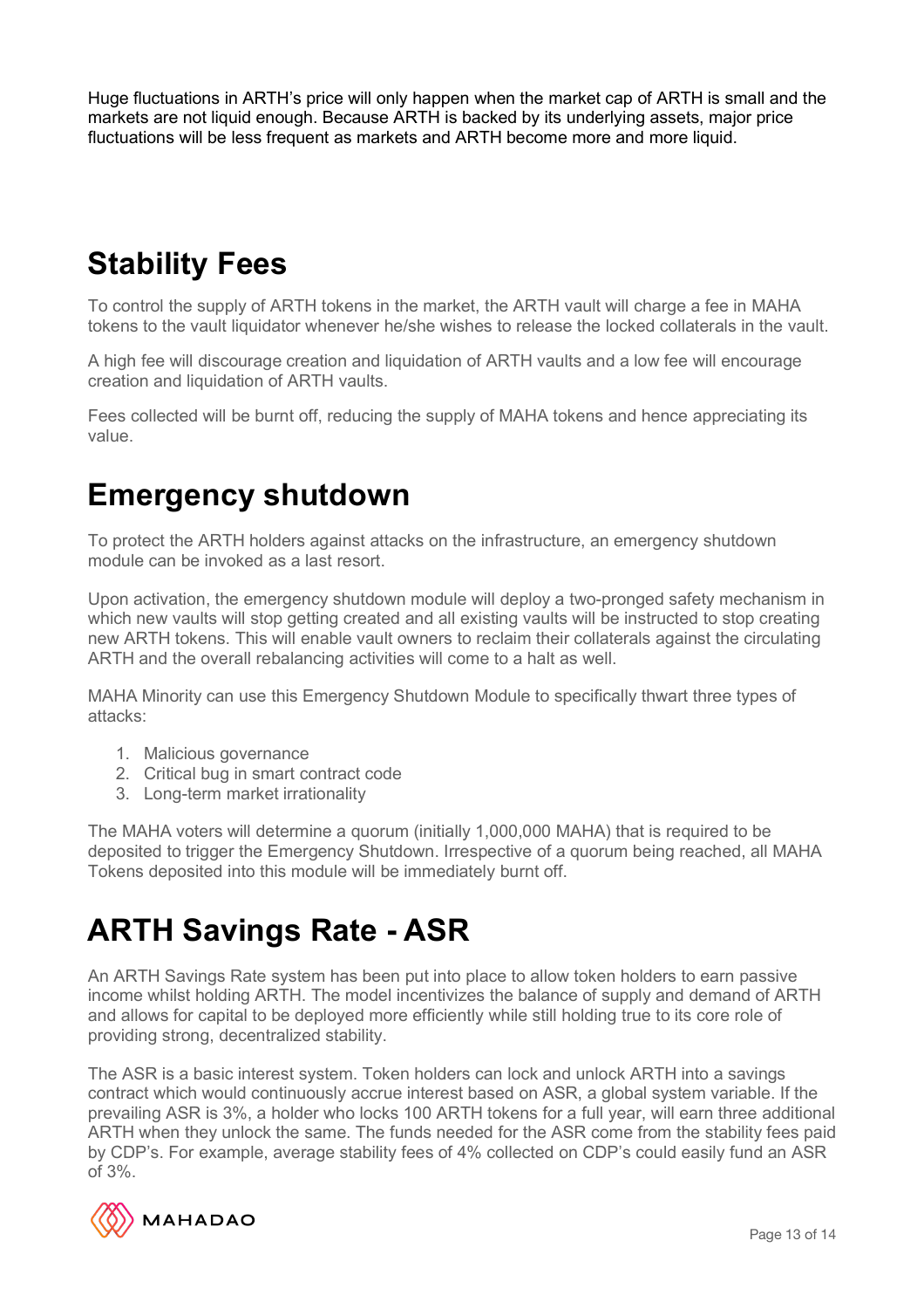Huge fluctuations in ARTH's price will only happen when the market cap of ARTH is small and the markets are not liquid enough. Because ARTH is backed by its underlying assets, major price fluctuations will be less frequent as markets and ARTH become more and more liquid.

# Stability Fees

To control the supply of ARTH tokens in the market, the ARTH vault will charge a fee in MAHA tokens to the vault liquidator whenever he/she wishes to release the locked collaterals in the vault.

A high fee will discourage creation and liquidation of ARTH vaults and a low fee will encourage creation and liquidation of ARTH vaults.

Fees collected will be burnt off, reducing the supply of MAHA tokens and hence appreciating its value.

# Emergency shutdown

To protect the ARTH holders against attacks on the infrastructure, an emergency shutdown module can be invoked as a last resort.

Upon activation, the emergency shutdown module will deploy a two-pronged safety mechanism in which new vaults will stop getting created and all existing vaults will be instructed to stop creating new ARTH tokens. This will enable vault owners to reclaim their collaterals against the circulating ARTH and the overall rebalancing activities will come to a halt as well.

MAHA Minority can use this Emergency Shutdown Module to specifically thwart three types of attacks:

1. Malicious governance
2. Critical bug in smart contract code
3. Long-term market irrationality

The MAHA voters will determine a quorum (initially 1,000,000 MAHA) that is required to be deposited to trigger the Emergency Shutdown. Irrespective of a quorum being reached, all MAHA Tokens deposited into this module will be immediately burnt off.

# ARTH Savings Rate - ASR

An ARTH Savings Rate system has been put into place to allow token holders to earn passive income whilst holding ARTH. The model incentivizes the balance of supply and demand of ARTH and allows for capital to be deployed more efficiently while still holding true to its core role of providing strong, decentralized stability.

The ASR is a basic interest system. Token holders can lock and unlock ARTH into a savings contract which would continuously accrue interest based on ASR, a global system variable. If the prevailing ASR is 3%, a holder who locks 100 ARTH tokens for a full year, will earn three additional ARTH when they unlock the same. The funds needed for the ASR come from the stability fees paid by CDP's. For example, average stability fees of 4% collected on CDP's could easily fund an ASR of 3%.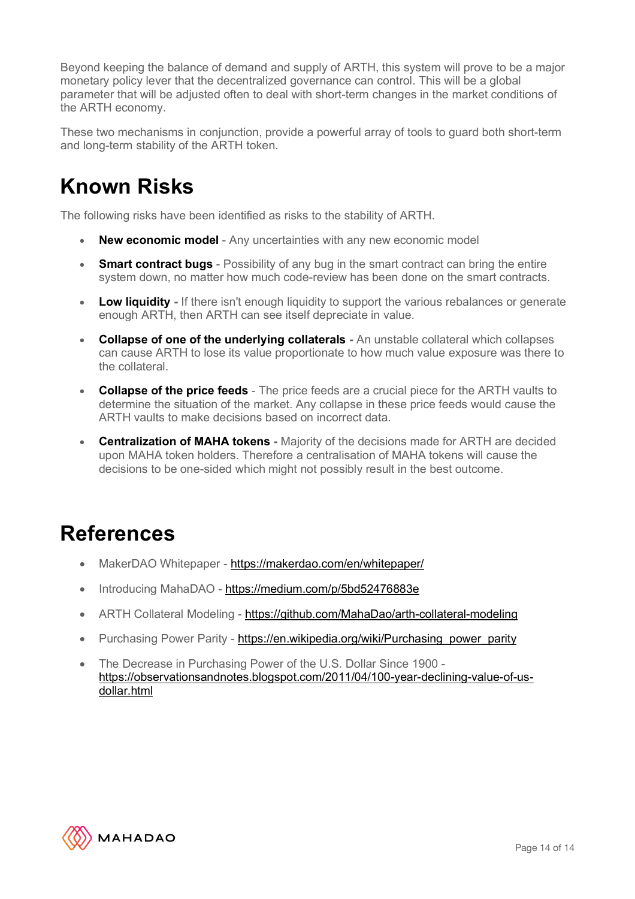Beyond keeping the balance of demand and supply of ARTH, this system will prove to be a major monetary policy lever that the decentralized governance can control. This will be a global parameter that will be adjusted often to deal with short-term changes in the market conditions of the ARTH economy.

These two mechanisms in conjunction, provide a powerful array of tools to guard both short-term and long-term stability of the ARTH token.

# Known Risks

The following risks have been identified as risks to the stability of ARTH.

- **New economic model** - Any uncertainties with any new economic model
- **Smart contract bugs** - Possibility of any bug in the smart contract can bring the entire system down, no matter how much code-review has been done on the smart contracts.
- **Low liquidity -** If there isn't enough liquidity to support the various rebalances or generate enough ARTH, then ARTH can see itself depreciate in value.
- **Collapse of one of the underlying collaterals -** An unstable collateral which collapses can cause ARTH to lose its value proportionate to how much value exposure was there to the collateral.
- **Collapse of the price feeds** - The price feeds are a crucial piece for the ARTH vaults to determine the situation of the market. Any collapse in these price feeds would cause the ARTH vaults to make decisions based on incorrect data.
- **Centralization of MAHA tokens -** Majority of the decisions made for ARTH are decided upon MAHA token holders. Therefore a centralisation of MAHA tokens will cause the decisions to be one-sided which might not possibly result in the best outcome.

# References

- MakerDAO Whitepaper - https://makerdao.com/en/whitepaper/
- Introducing MahaDAO - https://medium.com/p/5bd52476883e
- ARTH Collateral Modeling - https://github.com/MahaDao/arth-collateral-modeling
- Purchasing Power Parity - https://en.wikipedia.org/wiki/Purchasing_power_parity
- The Decrease in Purchasing Power of the U.S. Dollar Since 1900 - https://observationsandnotes.blogspot.com/2011/04/100-year-declining-value-of-us-dollar.html